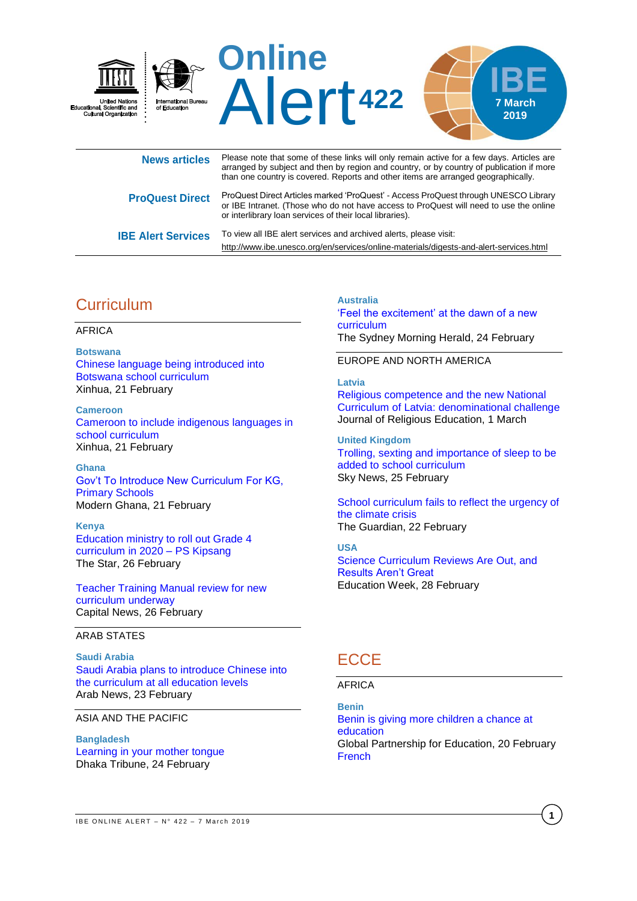# Online Alert 422

IBE 7 March 2019

United Nations Educational, Scientific and Cultural Organization

International Bureau of Education

| | |
|---|---|
| **News articles** | Please note that some of these links will only remain active for a few days. Articles are arranged by subject and then by region and country, or by country of publication if more than one country is covered. Reports and other items are arranged geographically. |
| **ProQuest Direct** | ProQuest Direct Articles marked 'ProQuest' - Access ProQuest through UNESCO Library or IBE Intranet. (Those who do not have access to ProQuest will need to use the online or interlibrary loan services of their local libraries). |
| **IBE Alert Services** | To view all IBE alert services and archived alerts, please visit: http://www.ibe.unesco.org/en/services/online-materials/digests-and-alert-services.html |

## Curriculum

AFRICA

**Botswana**

Chinese language being introduced into Botswana school curriculum
Xinhua, 21 February

**Cameroon**

Cameroon to include indigenous languages in school curriculum
Xinhua, 21 February

**Ghana**

Gov't To Introduce New Curriculum For KG, Primary Schools
Modern Ghana, 21 February

**Kenya**

Education ministry to roll out Grade 4 curriculum in 2020 – PS Kipsang
The Star, 26 February

Teacher Training Manual review for new curriculum underway
Capital News, 26 February

ARAB STATES

**Saudi Arabia**

Saudi Arabia plans to introduce Chinese into the curriculum at all education levels
Arab News, 23 February

ASIA AND THE PACIFIC

**Bangladesh**

Learning in your mother tongue
Dhaka Tribune, 24 February

**Australia**

'Feel the excitement' at the dawn of a new curriculum
The Sydney Morning Herald, 24 February

EUROPE AND NORTH AMERICA

**Latvia**

Religious competence and the new National Curriculum of Latvia: denominational challenge
Journal of Religious Education, 1 March

**United Kingdom**

Trolling, sexting and importance of sleep to be added to school curriculum
Sky News, 25 February

School curriculum fails to reflect the urgency of the climate crisis
The Guardian, 22 February

**USA**

Science Curriculum Reviews Are Out, and Results Aren't Great
Education Week, 28 February

## ECCE

AFRICA

**Benin**

Benin is giving more children a chance at education
Global Partnership for Education, 20 February
French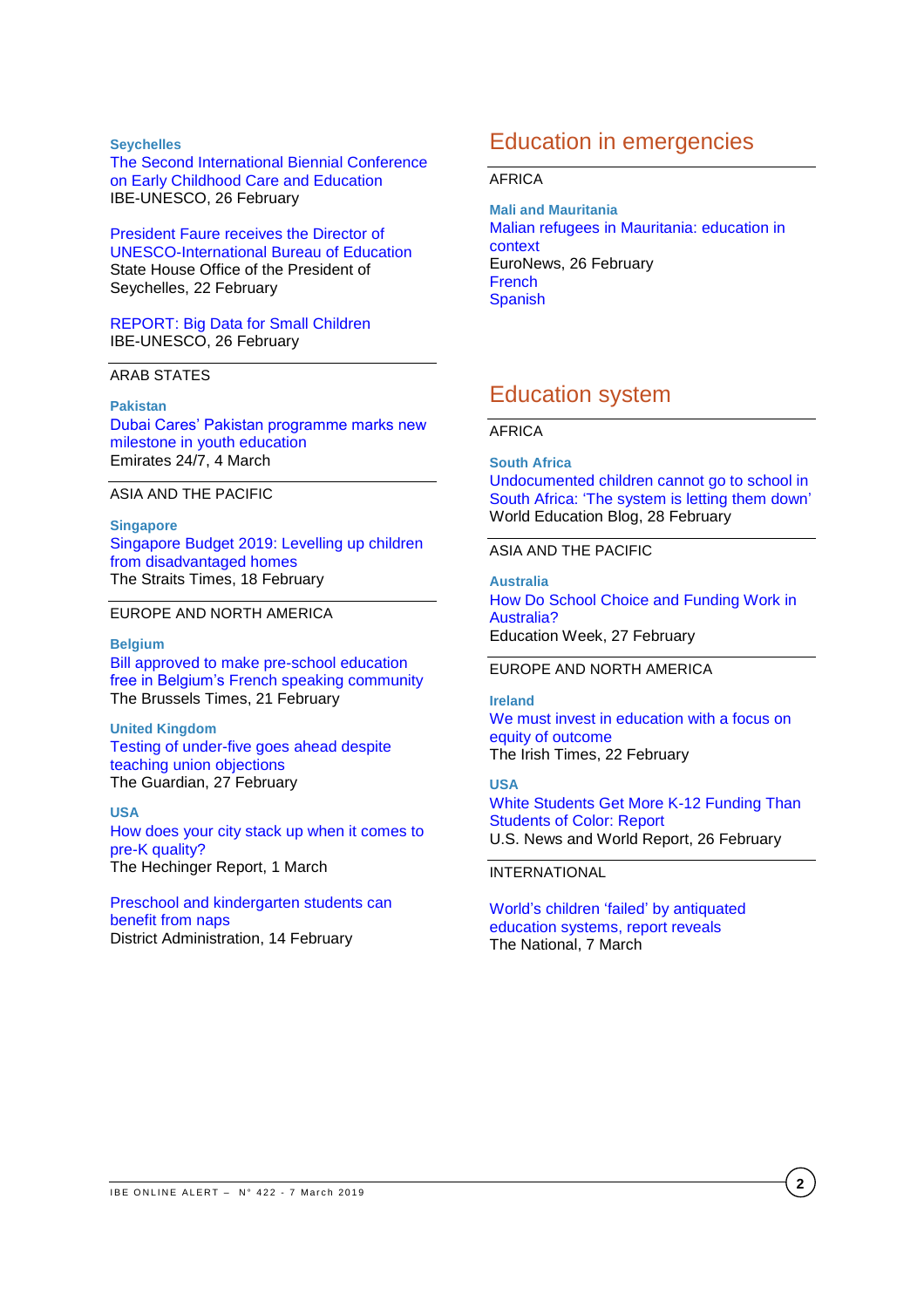**Seychelles**

The Second International Biennial Conference on Early Childhood Care and Education
IBE-UNESCO, 26 February

President Faure receives the Director of UNESCO-International Bureau of Education
State House Office of the President of Seychelles, 22 February

REPORT: Big Data for Small Children
IBE-UNESCO, 26 February

ARAB STATES

**Pakistan**

Dubai Cares' Pakistan programme marks new milestone in youth education
Emirates 24/7, 4 March

ASIA AND THE PACIFIC

**Singapore**

Singapore Budget 2019: Levelling up children from disadvantaged homes
The Straits Times, 18 February

EUROPE AND NORTH AMERICA

**Belgium**

Bill approved to make pre-school education free in Belgium's French speaking community
The Brussels Times, 21 February

**United Kingdom**

Testing of under-five goes ahead despite teaching union objections
The Guardian, 27 February

**USA**

How does your city stack up when it comes to pre-K quality?
The Hechinger Report, 1 March

Preschool and kindergarten students can benefit from naps
District Administration, 14 February

## Education in emergencies

AFRICA

**Mali and Mauritania**

Malian refugees in Mauritania: education in context
EuroNews, 26 February
French
Spanish

## Education system

AFRICA

**South Africa**

Undocumented children cannot go to school in South Africa: 'The system is letting them down'
World Education Blog, 28 February

ASIA AND THE PACIFIC

**Australia**

How Do School Choice and Funding Work in Australia?
Education Week, 27 February

EUROPE AND NORTH AMERICA

**Ireland**

We must invest in education with a focus on equity of outcome
The Irish Times, 22 February

**USA**

White Students Get More K-12 Funding Than Students of Color: Report
U.S. News and World Report, 26 February

INTERNATIONAL

World's children 'failed' by antiquated education systems, report reveals
The National, 7 March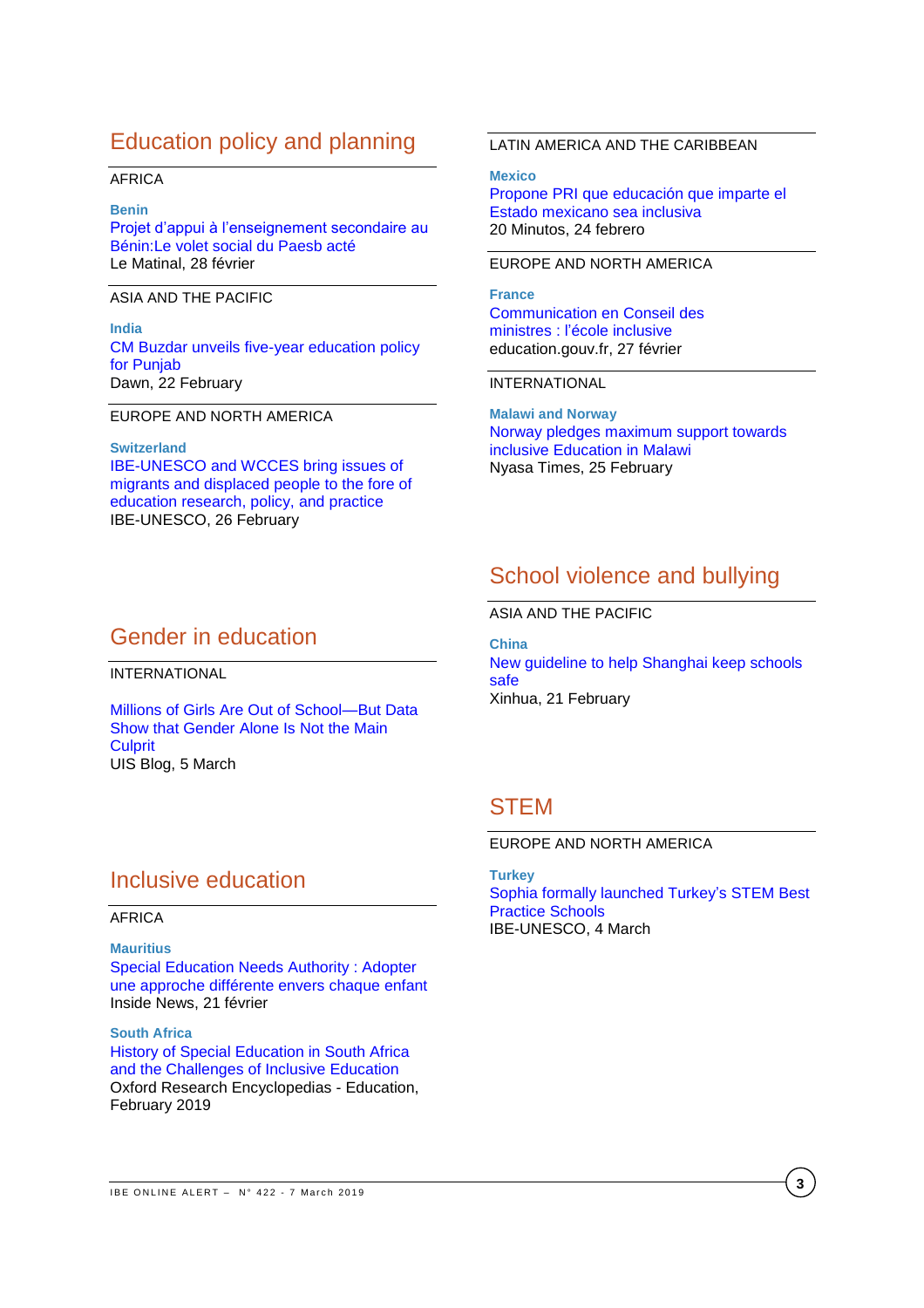## Education policy and planning

AFRICA

**Benin**

Projet d'appui à l'enseignement secondaire au Bénin:Le volet social du Paesb acté
Le Matinal, 28 février

ASIA AND THE PACIFIC

**India**

CM Buzdar unveils five-year education policy for Punjab
Dawn, 22 February

EUROPE AND NORTH AMERICA

**Switzerland**

IBE-UNESCO and WCCES bring issues of migrants and displaced people to the fore of education research, policy, and practice
IBE-UNESCO, 26 February

LATIN AMERICA AND THE CARIBBEAN

**Mexico**

Propone PRI que educación que imparte el Estado mexicano sea inclusiva
20 Minutos, 24 febrero

EUROPE AND NORTH AMERICA

**France**

Communication en Conseil des ministres : l'école inclusive
education.gouv.fr, 27 février

INTERNATIONAL

**Malawi and Norway**

Norway pledges maximum support towards inclusive Education in Malawi
Nyasa Times, 25 February

## Gender in education

INTERNATIONAL

Millions of Girls Are Out of School—But Data Show that Gender Alone Is Not the Main Culprit
UIS Blog, 5 March

## Inclusive education

AFRICA

**Mauritius**

Special Education Needs Authority : Adopter une approche différente envers chaque enfant
Inside News, 21 février

**South Africa**

History of Special Education in South Africa and the Challenges of Inclusive Education
Oxford Research Encyclopedias - Education, February 2019

## School violence and bullying

ASIA AND THE PACIFIC

**China**

New guideline to help Shanghai keep schools safe
Xinhua, 21 February

## STEM

EUROPE AND NORTH AMERICA

**Turkey**

Sophia formally launched Turkey's STEM Best Practice Schools
IBE-UNESCO, 4 March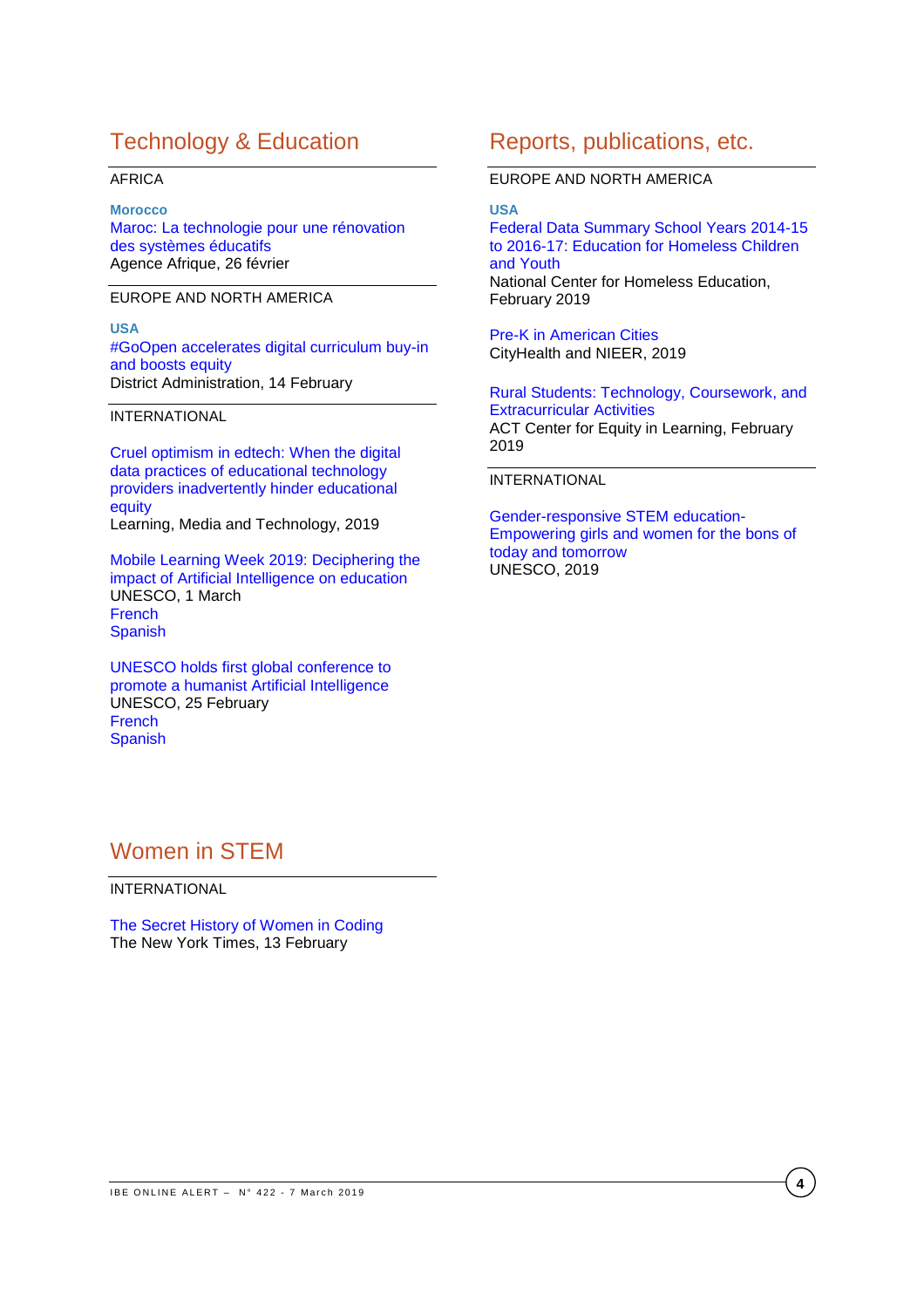# Technology & Education

AFRICA

**Morocco**

Maroc: La technologie pour une rénovation des systèmes éducatifs
Agence Afrique, 26 février

EUROPE AND NORTH AMERICA

**USA**

#GoOpen accelerates digital curriculum buy-in and boosts equity
District Administration, 14 February

INTERNATIONAL

Cruel optimism in edtech: When the digital data practices of educational technology providers inadvertently hinder educational equity
Learning, Media and Technology, 2019

Mobile Learning Week 2019: Deciphering the impact of Artificial Intelligence on education
UNESCO, 1 March
French
Spanish

UNESCO holds first global conference to promote a humanist Artificial Intelligence
UNESCO, 25 February
French
Spanish

# Women in STEM

INTERNATIONAL

The Secret History of Women in Coding
The New York Times, 13 February

# Reports, publications, etc.

EUROPE AND NORTH AMERICA

**USA**

Federal Data Summary School Years 2014-15 to 2016-17: Education for Homeless Children and Youth
National Center for Homeless Education, February 2019

Pre-K in American Cities
CityHealth and NIEER, 2019

Rural Students: Technology, Coursework, and Extracurricular Activities
ACT Center for Equity in Learning, February 2019

INTERNATIONAL

Gender-responsive STEM education- Empowering girls and women for the bons of today and tomorrow
UNESCO, 2019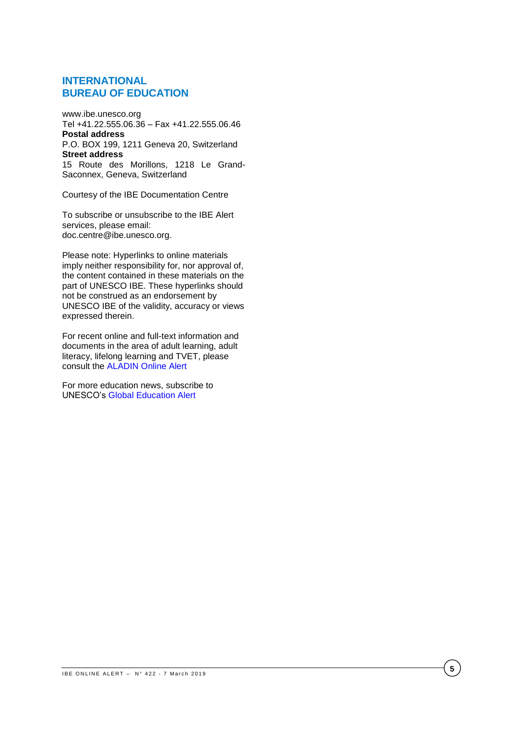## INTERNATIONAL BUREAU OF EDUCATION

www.ibe.unesco.org
Tel +41.22.555.06.36 – Fax +41.22.555.06.46
**Postal address**
P.O. BOX 199, 1211 Geneva 20, Switzerland
**Street address**
15 Route des Morillons, 1218 Le Grand-Saconnex, Geneva, Switzerland

Courtesy of the IBE Documentation Centre

To subscribe or unsubscribe to the IBE Alert services, please email: doc.centre@ibe.unesco.org.

Please note: Hyperlinks to online materials imply neither responsibility for, nor approval of, the content contained in these materials on the part of UNESCO IBE. These hyperlinks should not be construed as an endorsement by UNESCO IBE of the validity, accuracy or views expressed therein.

For recent online and full-text information and documents in the area of adult learning, adult literacy, lifelong learning and TVET, please consult the ALADIN Online Alert

For more education news, subscribe to UNESCO's Global Education Alert